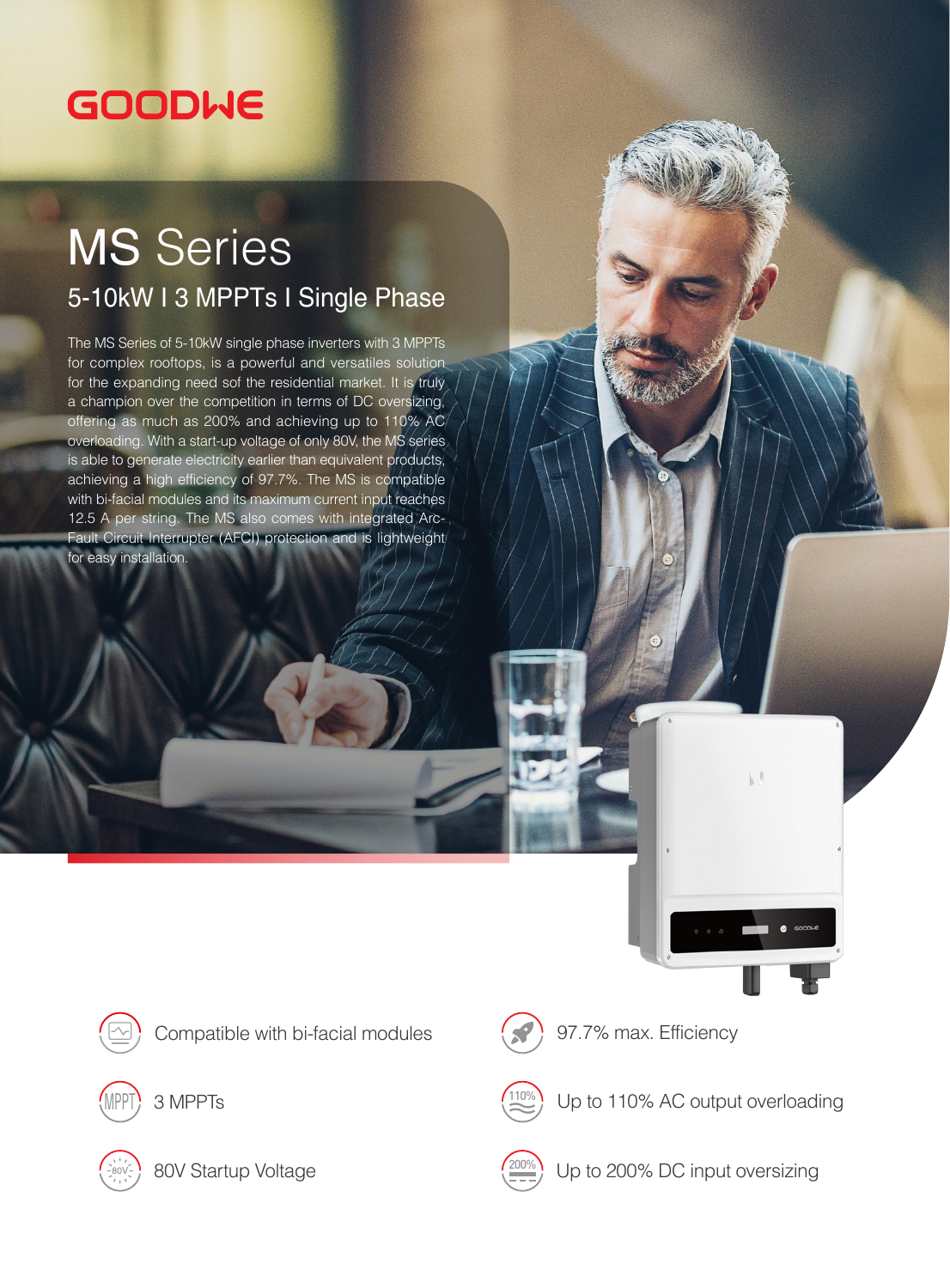GOODWE

# MS Series

## 5-10kW I 3 MPPTs I Single Phase

The MS Series of 5-10kW single phase inverters with 3 MPPTs for complex rooftops, is a powerful and versatiles solution for the expanding need sof the residential market. It is truly a champion over the competition in terms of DC oversizing, offering as much as 200% and achieving up to 110% AC overloading. With a start-up voltage of only 80V, the MS series is able to generate electricity earlier than equivalent products, achieving a high efficiency of 97.7%. The MS is compatible with bi-facial modules and its maximum current input reaches 12.5 A per string. The MS also comes with integrated Arc-Fault Circuit Interrupter (AFCI) protection and is lightweight for easy installation.

- Compatible with bi-facial modules
- 3 MPPTs
- 80V Startup Voltage
- 97.7% max. Efficiency
- Up to 110% AC output overloading
- Up to 200% DC input oversizing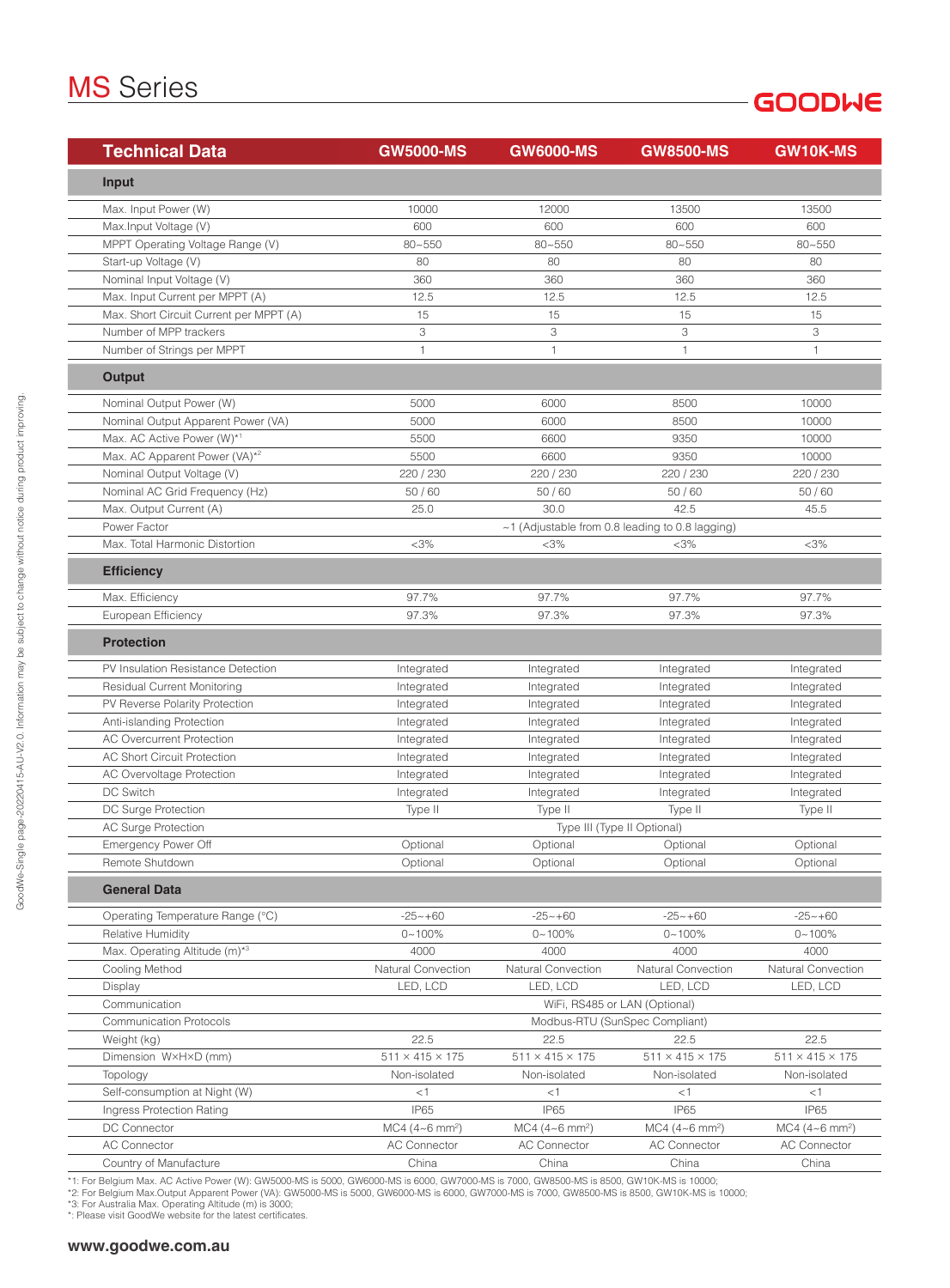# MS Series

GOODWE

| Technical Data | GW5000-MS | GW6000-MS | GW8500-MS | GW10K-MS |
|---|---|---|---|---|
| **Input** | | | | |
| Max. Input Power (W) | 10000 | 12000 | 13500 | 13500 |
| Max.Input Voltage (V) | 600 | 600 | 600 | 600 |
| MPPT Operating Voltage Range (V) | 80~550 | 80~550 | 80~550 | 80~550 |
| Start-up Voltage (V) | 80 | 80 | 80 | 80 |
| Nominal Input Voltage (V) | 360 | 360 | 360 | 360 |
| Max. Input Current per MPPT (A) | 12.5 | 12.5 | 12.5 | 12.5 |
| Max. Short Circuit Current per MPPT (A) | 15 | 15 | 15 | 15 |
| Number of MPP trackers | 3 | 3 | 3 | 3 |
| Number of Strings per MPPT | 1 | 1 | 1 | 1 |
| **Output** | | | | |
| Nominal Output Power (W) | 5000 | 6000 | 8500 | 10000 |
| Nominal Output Apparent Power (VA) | 5000 | 6000 | 8500 | 10000 |
| Max. AC Active Power (W)*1 | 5500 | 6600 | 9350 | 10000 |
| Max. AC Apparent Power (VA)*2 | 5500 | 6600 | 9350 | 10000 |
| Nominal Output Voltage (V) | 220 / 230 | 220 / 230 | 220 / 230 | 220 / 230 |
| Nominal AC Grid Frequency (Hz) | 50 / 60 | 50 / 60 | 50 / 60 | 50 / 60 |
| Max. Output Current (A) | 25.0 | 30.0 | 42.5 | 45.5 |
| Power Factor | ~1 (Adjustable from 0.8 leading to 0.8 lagging) | | | |
| Max. Total Harmonic Distortion | <3% | <3% | <3% | <3% |
| **Efficiency** | | | | |
| Max. Efficiency | 97.7% | 97.7% | 97.7% | 97.7% |
| European Efficiency | 97.3% | 97.3% | 97.3% | 97.3% |
| **Protection** | | | | |
| PV Insulation Resistance Detection | Integrated | Integrated | Integrated | Integrated |
| Residual Current Monitoring | Integrated | Integrated | Integrated | Integrated |
| PV Reverse Polarity Protection | Integrated | Integrated | Integrated | Integrated |
| Anti-islanding Protection | Integrated | Integrated | Integrated | Integrated |
| AC Overcurrent Protection | Integrated | Integrated | Integrated | Integrated |
| AC Short Circuit Protection | Integrated | Integrated | Integrated | Integrated |
| AC Overvoltage Protection | Integrated | Integrated | Integrated | Integrated |
| DC Switch | Integrated | Integrated | Integrated | Integrated |
| DC Surge Protection | Type II | Type II | Type II | Type II |
| AC Surge Protection | Type III (Type II Optional) | | | |
| Emergency Power Off | Optional | Optional | Optional | Optional |
| Remote Shutdown | Optional | Optional | Optional | Optional |
| **General Data** | | | | |
| Operating Temperature Range (°C) | -25~+60 | -25~+60 | -25~+60 | -25~+60 |
| Relative Humidity | 0~100% | 0~100% | 0~100% | 0~100% |
| Max. Operating Altitude (m)*3 | 4000 | 4000 | 4000 | 4000 |
| Cooling Method | Natural Convection | Natural Convection | Natural Convection | Natural Convection |
| Display | LED, LCD | LED, LCD | LED, LCD | LED, LCD |
| Communication | WiFi, RS485 or LAN (Optional) | | | |
| Communication Protocols | Modbus-RTU (SunSpec Compliant) | | | |
| Weight (kg) | 22.5 | 22.5 | 22.5 | 22.5 |
| Dimension W×H×D (mm) | 511 × 415 × 175 | 511 × 415 × 175 | 511 × 415 × 175 | 511 × 415 × 175 |
| Topology | Non-isolated | Non-isolated | Non-isolated | Non-isolated |
| Self-consumption at Night (W) | <1 | <1 | <1 | <1 |
| Ingress Protection Rating | IP65 | IP65 | IP65 | IP65 |
| DC Connector | MC4 (4~6 $mm^2$) | MC4 (4~6 $mm^2$) | MC4 (4~6 $mm^2$) | MC4 (4~6 $mm^2$) |
| AC Connector | AC Connector | AC Connector | AC Connector | AC Connector |
| Country of Manufacture | China | China | China | China |

*1: For Belgium Max. AC Active Power (W): GW5000-MS is 5000, GW6000-MS is 6000, GW7000-MS is 7000, GW8500-MS is 8500, GW10K-MS is 10000;
*2: For Belgium Max.Output Apparent Power (VA): GW5000-MS is 5000, GW6000-MS is 6000, GW7000-MS is 7000, GW8500-MS is 8500, GW10K-MS is 10000;
*3: For Australia Max. Operating Altitude (m) is 3000;
*: Please visit GoodWe website for the latest certificates.

GoodWe-Single page-20220415-AU-V2.0. Information may be subject to change without notice during product improving.

**www.goodwe.com.au**